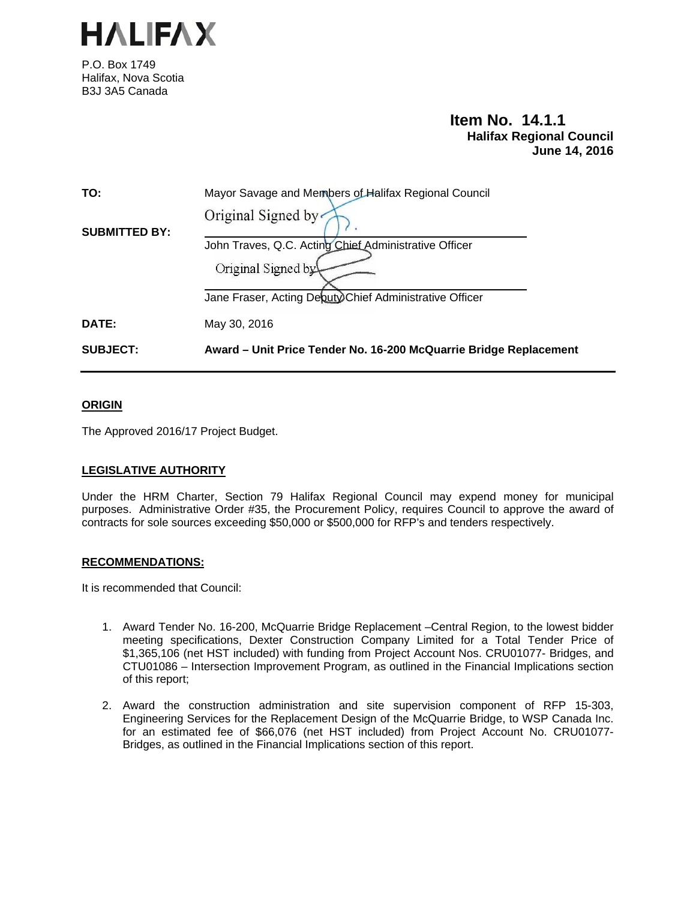# HALIFAX

P.O. Box 1749
Halifax, Nova Scotia
B3J 3A5 Canada

**Item No. 14.1.1**
**Halifax Regional Council**
**June 14, 2016**

| | |
|---|---|
| **TO:** | Mayor Savage and Members of Halifax Regional Council |
| **SUBMITTED BY:** | Original Signed by<br>John Traves, Q.C. Acting Chief Administrative Officer<br>Original Signed by<br>Jane Fraser, Acting Deputy Chief Administrative Officer |
| **DATE:** | May 30, 2016 |
| **SUBJECT:** | **Award – Unit Price Tender No. 16-200 McQuarrie Bridge Replacement** |

## ORIGIN

The Approved 2016/17 Project Budget.

## LEGISLATIVE AUTHORITY

Under the HRM Charter, Section 79 Halifax Regional Council may expend money for municipal purposes. Administrative Order #35, the Procurement Policy, requires Council to approve the award of contracts for sole sources exceeding $50,000 or $500,000 for RFP's and tenders respectively.

## RECOMMENDATIONS:

It is recommended that Council:

1. Award Tender No. 16-200, McQuarrie Bridge Replacement –Central Region, to the lowest bidder meeting specifications, Dexter Construction Company Limited for a Total Tender Price of $1,365,106 (net HST included) with funding from Project Account Nos. CRU01077- Bridges, and CTU01086 – Intersection Improvement Program, as outlined in the Financial Implications section of this report;

2. Award the construction administration and site supervision component of RFP 15-303, Engineering Services for the Replacement Design of the McQuarrie Bridge, to WSP Canada Inc. for an estimated fee of $66,076 (net HST included) from Project Account No. CRU01077- Bridges, as outlined in the Financial Implications section of this report.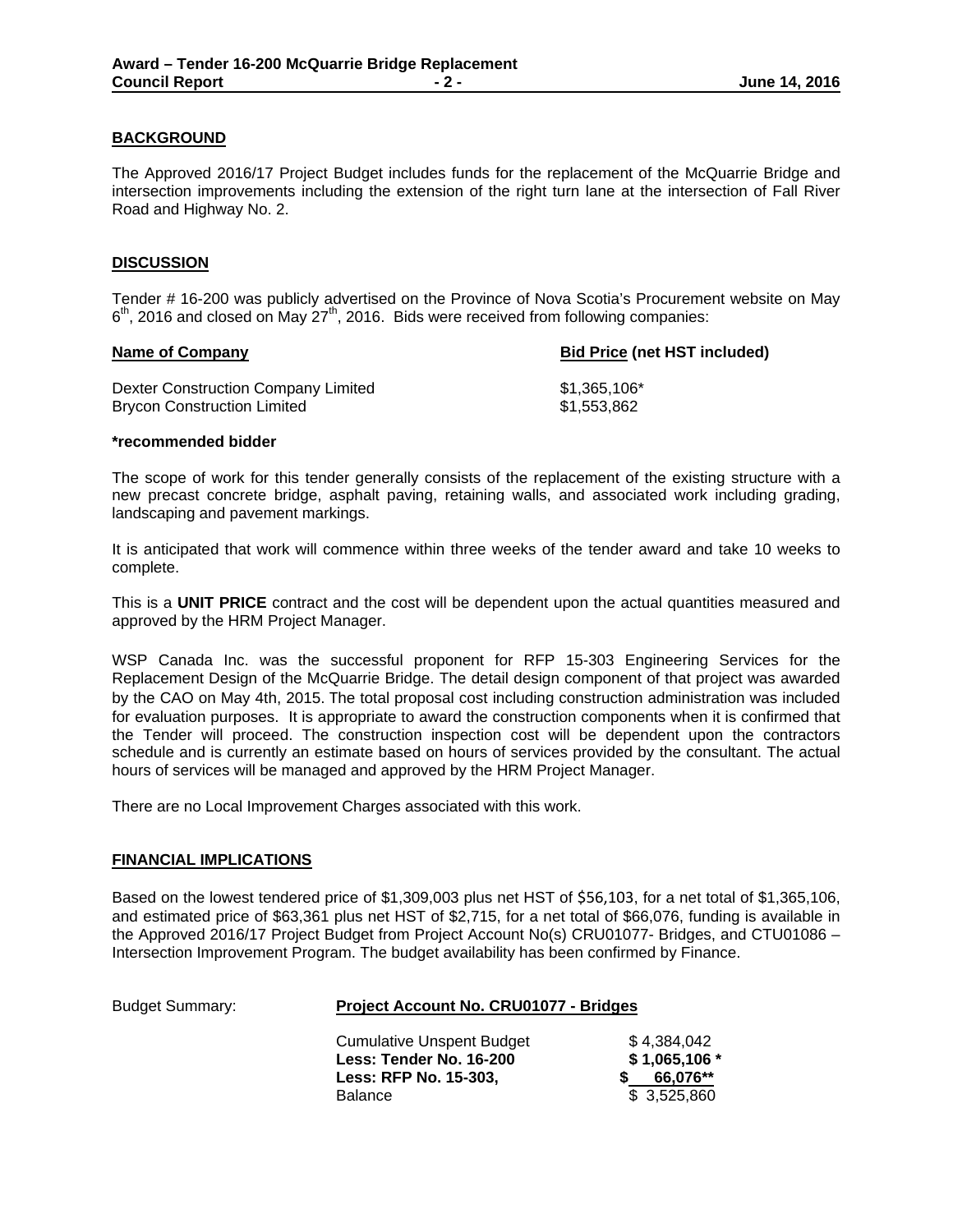## BACKGROUND

The Approved 2016/17 Project Budget includes funds for the replacement of the McQuarrie Bridge and intersection improvements including the extension of the right turn lane at the intersection of Fall River Road and Highway No. 2.

## DISCUSSION

Tender # 16-200 was publicly advertised on the Province of Nova Scotia's Procurement website on May 6th, 2016 and closed on May 27th, 2016. Bids were received from following companies:

| Name of Company | Bid Price (net HST included) |
|---|---|
| Dexter Construction Company Limited | $1,365,106* |
| Brycon Construction Limited | $1,553,862 |

**\*recommended bidder**

The scope of work for this tender generally consists of the replacement of the existing structure with a new precast concrete bridge, asphalt paving, retaining walls, and associated work including grading, landscaping and pavement markings.

It is anticipated that work will commence within three weeks of the tender award and take 10 weeks to complete.

This is a **UNIT PRICE** contract and the cost will be dependent upon the actual quantities measured and approved by the HRM Project Manager.

WSP Canada Inc. was the successful proponent for RFP 15-303 Engineering Services for the Replacement Design of the McQuarrie Bridge. The detail design component of that project was awarded by the CAO on May 4th, 2015. The total proposal cost including construction administration was included for evaluation purposes. It is appropriate to award the construction components when it is confirmed that the Tender will proceed. The construction inspection cost will be dependent upon the contractors schedule and is currently an estimate based on hours of services provided by the consultant. The actual hours of services will be managed and approved by the HRM Project Manager.

There are no Local Improvement Charges associated with this work.

## FINANCIAL IMPLICATIONS

Based on the lowest tendered price of $1,309,003 plus net HST of $56,103, for a net total of $1,365,106, and estimated price of $63,361 plus net HST of $2,715, for a net total of $66,076, funding is available in the Approved 2016/17 Project Budget from Project Account No(s) CRU01077- Bridges, and CTU01086 – Intersection Improvement Program. The budget availability has been confirmed by Finance.

Budget Summary: **Project Account No. CRU01077 - Bridges**

| | |
|---|---|
| Cumulative Unspent Budget | $ 4,384,042 |
| **Less: Tender No. 16-200** | **$ 1,065,106 \*** |
| **Less: RFP No. 15-303,** | **$ 66,076\*\*** |
| Balance | $ 3,525,860 |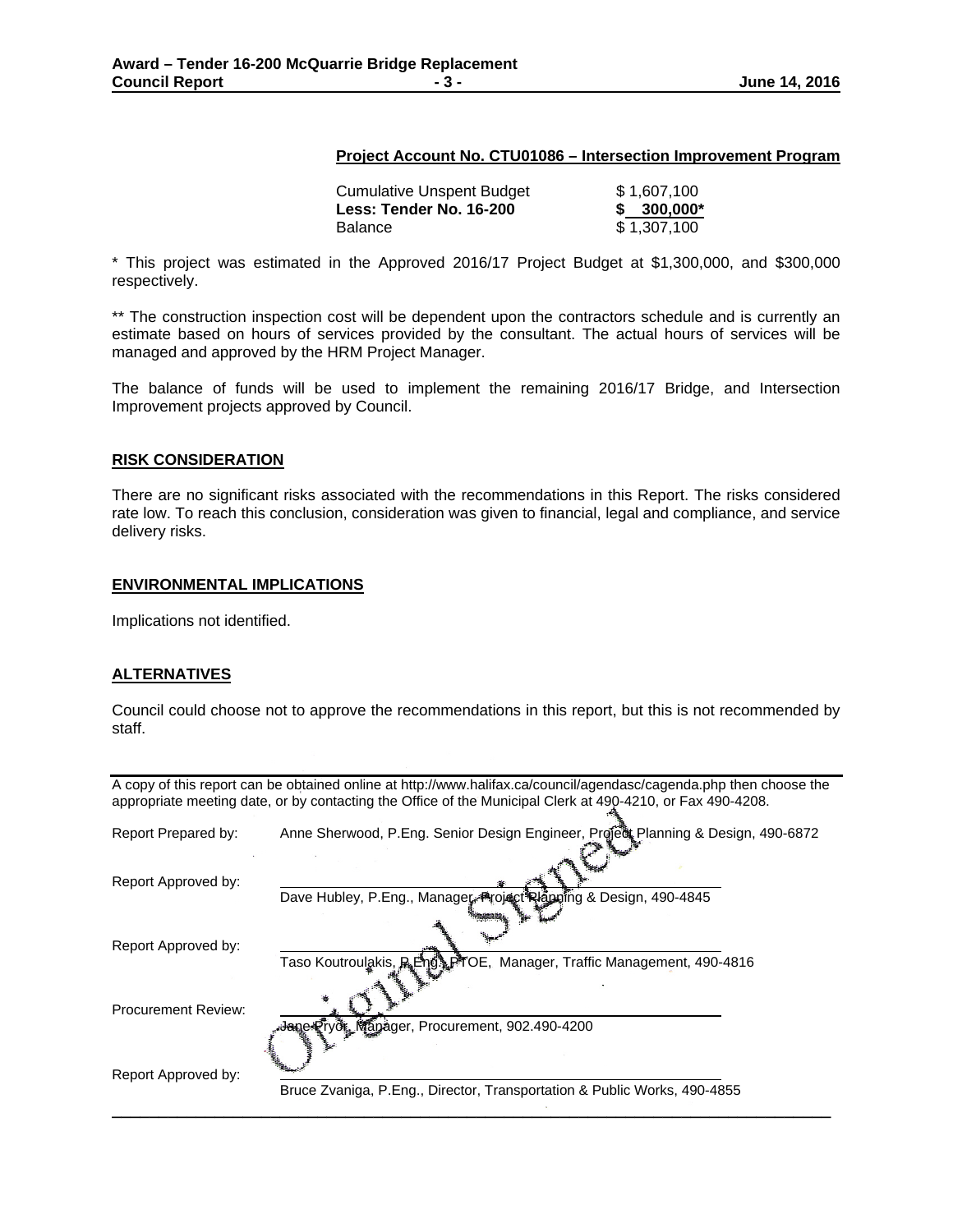**Project Account No. CTU01086 – Intersection Improvement Program**

| | |
|---|---|
| Cumulative Unspent Budget | $ 1,607,100 |
| **Less: Tender No. 16-200** | **$ 300,000*** |
| Balance | $ 1,307,100 |

* This project was estimated in the Approved 2016/17 Project Budget at $1,300,000, and $300,000 respectively.

** The construction inspection cost will be dependent upon the contractors schedule and is currently an estimate based on hours of services provided by the consultant. The actual hours of services will be managed and approved by the HRM Project Manager.

The balance of funds will be used to implement the remaining 2016/17 Bridge, and Intersection Improvement projects approved by Council.

## RISK CONSIDERATION

There are no significant risks associated with the recommendations in this Report. The risks considered rate low. To reach this conclusion, consideration was given to financial, legal and compliance, and service delivery risks.

## ENVIRONMENTAL IMPLICATIONS

Implications not identified.

## ALTERNATIVES

Council could choose not to approve the recommendations in this report, but this is not recommended by staff.

---

A copy of this report can be obtained online at http://www.halifax.ca/council/agendasc/cagenda.php then choose the appropriate meeting date, or by contacting the Office of the Municipal Clerk at 490-4210, or Fax 490-4208.

Report Prepared by: Anne Sherwood, P.Eng. Senior Design Engineer, Project Planning & Design, 490-6872

Report Approved by: Dave Hubley, P.Eng., Manager, Project Planning & Design, 490-4845

Report Approved by: Taso Koutroulakis, P.Eng., PTOE, Manager, Traffic Management, 490-4816

Procurement Review: Jane Pryor, Manager, Procurement, 902.490-4200

Report Approved by: Bruce Zvaniga, P.Eng., Director, Transportation & Public Works, 490-4855

Original Signed